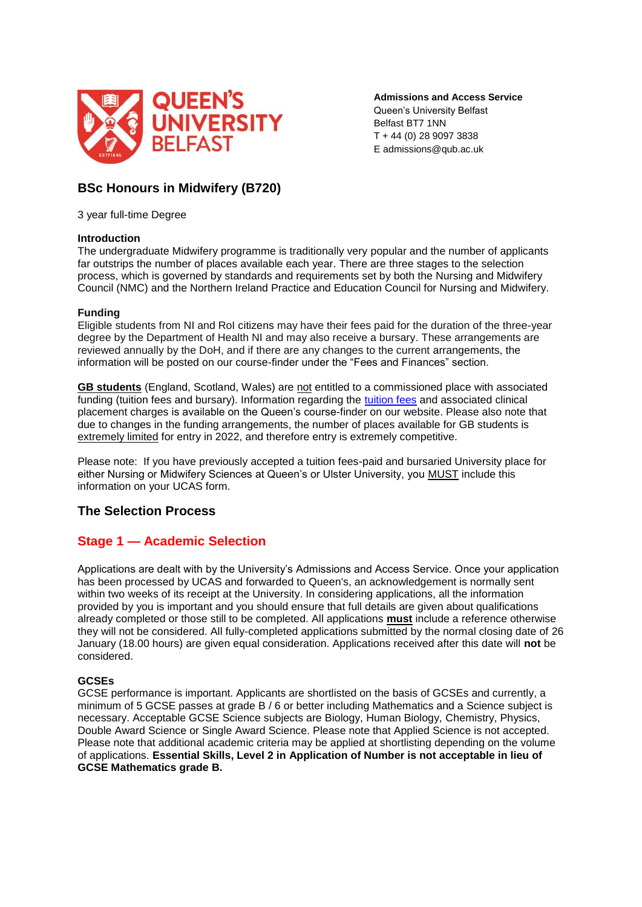**Admissions and Access Service**
Queen's University Belfast
Belfast BT7 1NN
T + 44 (0) 28 9097 3838
E admissions@qub.ac.uk

# BSc Honours in Midwifery (B720)

3 year full-time Degree

### Introduction

The undergraduate Midwifery programme is traditionally very popular and the number of applicants far outstrips the number of places available each year. There are three stages to the selection process, which is governed by standards and requirements set by both the Nursing and Midwifery Council (NMC) and the Northern Ireland Practice and Education Council for Nursing and Midwifery.

### Funding

Eligible students from NI and RoI citizens may have their fees paid for the duration of the three-year degree by the Department of Health NI and may also receive a bursary. These arrangements are reviewed annually by the DoH, and if there are any changes to the current arrangements, the information will be posted on our course-finder under the "Fees and Finances" section.

**GB students** (England, Scotland, Wales) are not entitled to a commissioned place with associated funding (tuition fees and bursary). Information regarding the tuition fees and associated clinical placement charges is available on the Queen's course-finder on our website. Please also note that due to changes in the funding arrangements, the number of places available for GB students is extremely limited for entry in 2022, and therefore entry is extremely competitive.

Please note: If you have previously accepted a tuition fees-paid and bursaried University place for either Nursing or Midwifery Sciences at Queen's or Ulster University, you MUST include this information on your UCAS form.

## The Selection Process

## Stage 1 — Academic Selection

Applications are dealt with by the University's Admissions and Access Service. Once your application has been processed by UCAS and forwarded to Queen's, an acknowledgement is normally sent within two weeks of its receipt at the University. In considering applications, all the information provided by you is important and you should ensure that full details are given about qualifications already completed or those still to be completed. All applications **must** include a reference otherwise they will not be considered. All fully-completed applications submitted by the normal closing date of 26 January (18.00 hours) are given equal consideration. Applications received after this date will **not** be considered.

### GCSEs

GCSE performance is important. Applicants are shortlisted on the basis of GCSEs and currently, a minimum of 5 GCSE passes at grade B / 6 or better including Mathematics and a Science subject is necessary. Acceptable GCSE Science subjects are Biology, Human Biology, Chemistry, Physics, Double Award Science or Single Award Science. Please note that Applied Science is not accepted. Please note that additional academic criteria may be applied at shortlisting depending on the volume of applications. **Essential Skills, Level 2 in Application of Number is not acceptable in lieu of GCSE Mathematics grade B.**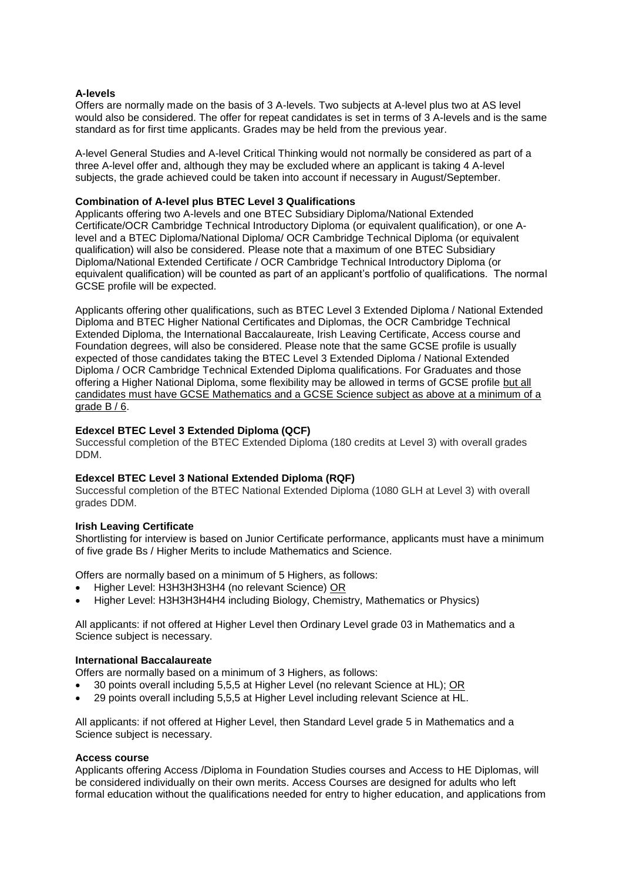**A-levels**

Offers are normally made on the basis of 3 A-levels. Two subjects at A-level plus two at AS level would also be considered. The offer for repeat candidates is set in terms of 3 A-levels and is the same standard as for first time applicants. Grades may be held from the previous year.

A-level General Studies and A-level Critical Thinking would not normally be considered as part of a three A-level offer and, although they may be excluded where an applicant is taking 4 A-level subjects, the grade achieved could be taken into account if necessary in August/September.

**Combination of A-level plus BTEC Level 3 Qualifications**

Applicants offering two A-levels and one BTEC Subsidiary Diploma/National Extended Certificate/OCR Cambridge Technical Introductory Diploma (or equivalent qualification), or one A-level and a BTEC Diploma/National Diploma/ OCR Cambridge Technical Diploma (or equivalent qualification) will also be considered. Please note that a maximum of one BTEC Subsidiary Diploma/National Extended Certificate / OCR Cambridge Technical Introductory Diploma (or equivalent qualification) will be counted as part of an applicant's portfolio of qualifications. The normal GCSE profile will be expected.

Applicants offering other qualifications, such as BTEC Level 3 Extended Diploma / National Extended Diploma and BTEC Higher National Certificates and Diplomas, the OCR Cambridge Technical Extended Diploma, the International Baccalaureate, Irish Leaving Certificate, Access course and Foundation degrees, will also be considered. Please note that the same GCSE profile is usually expected of those candidates taking the BTEC Level 3 Extended Diploma / National Extended Diploma / OCR Cambridge Technical Extended Diploma qualifications. For Graduates and those offering a Higher National Diploma, some flexibility may be allowed in terms of GCSE profile but all candidates must have GCSE Mathematics and a GCSE Science subject as above at a minimum of a grade B / 6.

**Edexcel BTEC Level 3 Extended Diploma (QCF)**

Successful completion of the BTEC Extended Diploma (180 credits at Level 3) with overall grades DDM.

**Edexcel BTEC Level 3 National Extended Diploma (RQF)**

Successful completion of the BTEC National Extended Diploma (1080 GLH at Level 3) with overall grades DDM.

**Irish Leaving Certificate**

Shortlisting for interview is based on Junior Certificate performance, applicants must have a minimum of five grade Bs / Higher Merits to include Mathematics and Science.

Offers are normally based on a minimum of 5 Highers, as follows:

- Higher Level: H3H3H3H3H4 (no relevant Science) OR
- Higher Level: H3H3H3H4H4 including Biology, Chemistry, Mathematics or Physics)

All applicants: if not offered at Higher Level then Ordinary Level grade 03 in Mathematics and a Science subject is necessary.

**International Baccalaureate**

Offers are normally based on a minimum of 3 Highers, as follows:

- 30 points overall including 5,5,5 at Higher Level (no relevant Science at HL); OR
- 29 points overall including 5,5,5 at Higher Level including relevant Science at HL.

All applicants: if not offered at Higher Level, then Standard Level grade 5 in Mathematics and a Science subject is necessary.

**Access course**

Applicants offering Access /Diploma in Foundation Studies courses and Access to HE Diplomas, will be considered individually on their own merits. Access Courses are designed for adults who left formal education without the qualifications needed for entry to higher education, and applications from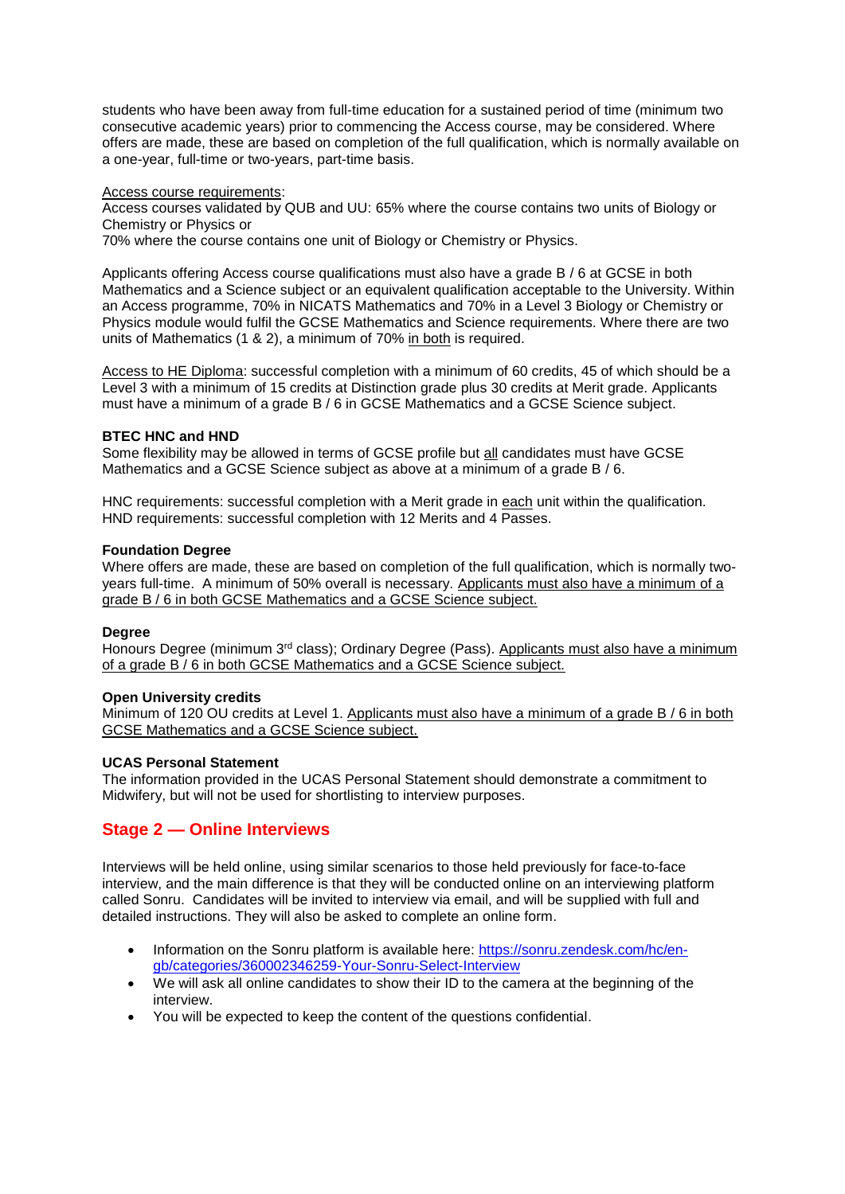students who have been away from full-time education for a sustained period of time (minimum two consecutive academic years) prior to commencing the Access course, may be considered. Where offers are made, these are based on completion of the full qualification, which is normally available on a one-year, full-time or two-years, part-time basis.

<u>Access course requirements</u>:
Access courses validated by QUB and UU: 65% where the course contains two units of Biology or Chemistry or Physics or
70% where the course contains one unit of Biology or Chemistry or Physics.

Applicants offering Access course qualifications must also have a grade B / 6 at GCSE in both Mathematics and a Science subject or an equivalent qualification acceptable to the University. Within an Access programme, 70% in NICATS Mathematics and 70% in a Level 3 Biology or Chemistry or Physics module would fulfil the GCSE Mathematics and Science requirements. Where there are two units of Mathematics (1 & 2), a minimum of 70% <u>in both</u> is required.

<u>Access to HE Diploma</u>: successful completion with a minimum of 60 credits, 45 of which should be a Level 3 with a minimum of 15 credits at Distinction grade plus 30 credits at Merit grade. Applicants must have a minimum of a grade B / 6 in GCSE Mathematics and a GCSE Science subject.

**BTEC HNC and HND**
Some flexibility may be allowed in terms of GCSE profile but <u>all</u> candidates must have GCSE Mathematics and a GCSE Science subject as above at a minimum of a grade B / 6.

HNC requirements: successful completion with a Merit grade in <u>each</u> unit within the qualification.
HND requirements: successful completion with 12 Merits and 4 Passes.

**Foundation Degree**
Where offers are made, these are based on completion of the full qualification, which is normally two-years full-time. A minimum of 50% overall is necessary. <u>Applicants must also have a minimum of a grade B / 6 in both GCSE Mathematics and a GCSE Science subject.</u>

**Degree**
Honours Degree (minimum 3rd class); Ordinary Degree (Pass). <u>Applicants must also have a minimum of a grade B / 6 in both GCSE Mathematics and a GCSE Science subject.</u>

**Open University credits**
Minimum of 120 OU credits at Level 1. <u>Applicants must also have a minimum of a grade B / 6 in both GCSE Mathematics and a GCSE Science subject.</u>

**UCAS Personal Statement**
The information provided in the UCAS Personal Statement should demonstrate a commitment to Midwifery, but will not be used for shortlisting to interview purposes.

## Stage 2 — Online Interviews

Interviews will be held online, using similar scenarios to those held previously for face-to-face interview, and the main difference is that they will be conducted online on an interviewing platform called Sonru. Candidates will be invited to interview via email, and will be supplied with full and detailed instructions. They will also be asked to complete an online form.

- Information on the Sonru platform is available here: https://sonru.zendesk.com/hc/en-gb/categories/360002346259-Your-Sonru-Select-Interview
- We will ask all online candidates to show their ID to the camera at the beginning of the interview.
- You will be expected to keep the content of the questions confidential.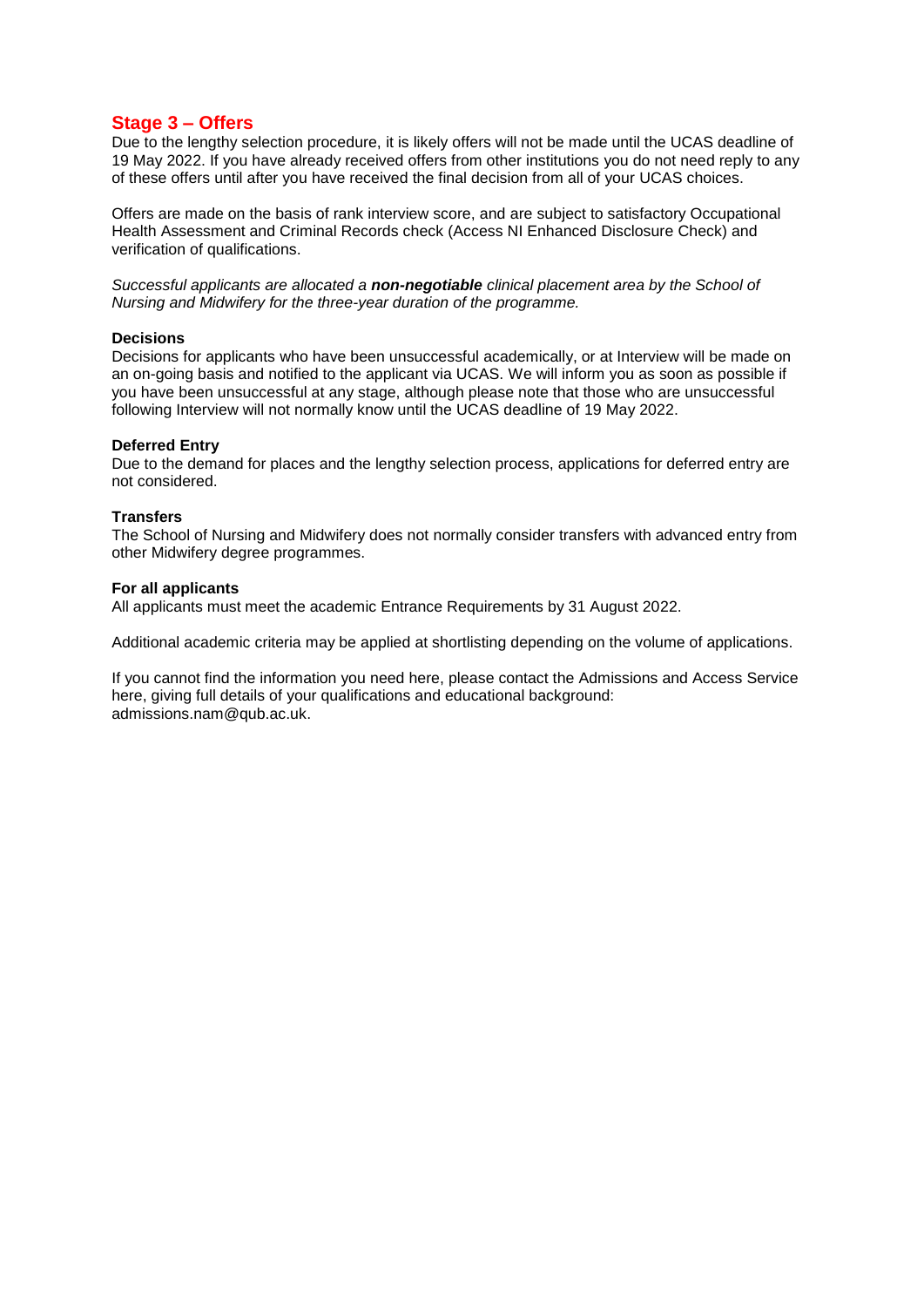## Stage 3 – Offers

Due to the lengthy selection procedure, it is likely offers will not be made until the UCAS deadline of 19 May 2022. If you have already received offers from other institutions you do not need reply to any of these offers until after you have received the final decision from all of your UCAS choices.

Offers are made on the basis of rank interview score, and are subject to satisfactory Occupational Health Assessment and Criminal Records check (Access NI Enhanced Disclosure Check) and verification of qualifications.

*Successful applicants are allocated a **non-negotiable** clinical placement area by the School of Nursing and Midwifery for the three-year duration of the programme.*

**Decisions**

Decisions for applicants who have been unsuccessful academically, or at Interview will be made on an on-going basis and notified to the applicant via UCAS. We will inform you as soon as possible if you have been unsuccessful at any stage, although please note that those who are unsuccessful following Interview will not normally know until the UCAS deadline of 19 May 2022.

**Deferred Entry**

Due to the demand for places and the lengthy selection process, applications for deferred entry are not considered.

**Transfers**

The School of Nursing and Midwifery does not normally consider transfers with advanced entry from other Midwifery degree programmes.

**For all applicants**

All applicants must meet the academic Entrance Requirements by 31 August 2022.

Additional academic criteria may be applied at shortlisting depending on the volume of applications.

If you cannot find the information you need here, please contact the Admissions and Access Service here, giving full details of your qualifications and educational background: admissions.nam@qub.ac.uk.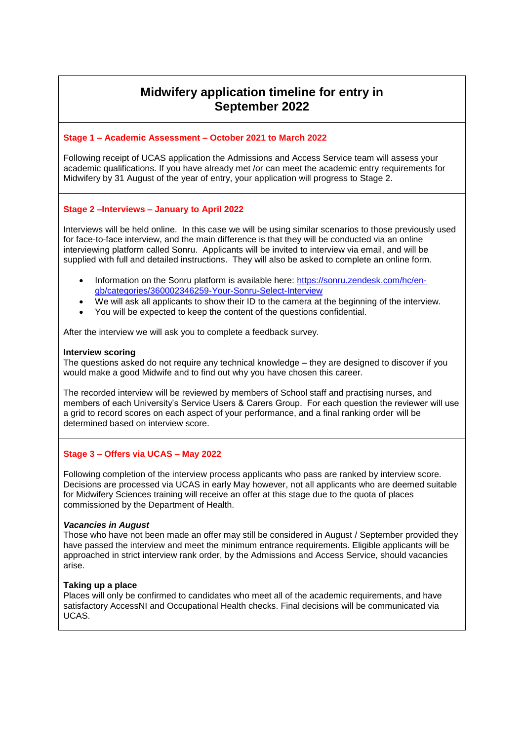# Midwifery application timeline for entry in September 2022

## Stage 1 – Academic Assessment – October 2021 to March 2022

Following receipt of UCAS application the Admissions and Access Service team will assess your academic qualifications. If you have already met /or can meet the academic entry requirements for Midwifery by 31 August of the year of entry, your application will progress to Stage 2.

## Stage 2 –Interviews – January to April 2022

Interviews will be held online. In this case we will be using similar scenarios to those previously used for face-to-face interview, and the main difference is that they will be conducted via an online interviewing platform called Sonru. Applicants will be invited to interview via email, and will be supplied with full and detailed instructions. They will also be asked to complete an online form.

- Information on the Sonru platform is available here: [https://sonru.zendesk.com/hc/en-gb/categories/360002346259-Your-Sonru-Select-Interview](https://sonru.zendesk.com/hc/en-gb/categories/360002346259-Your-Sonru-Select-Interview)
- We will ask all applicants to show their ID to the camera at the beginning of the interview.
- You will be expected to keep the content of the questions confidential.

After the interview we will ask you to complete a feedback survey.

**Interview scoring**
The questions asked do not require any technical knowledge – they are designed to discover if you would make a good Midwife and to find out why you have chosen this career.

The recorded interview will be reviewed by members of School staff and practising nurses, and members of each University's Service Users & Carers Group. For each question the reviewer will use a grid to record scores on each aspect of your performance, and a final ranking order will be determined based on interview score.

## Stage 3 – Offers via UCAS – May 2022

Following completion of the interview process applicants who pass are ranked by interview score. Decisions are processed via UCAS in early May however, not all applicants who are deemed suitable for Midwifery Sciences training will receive an offer at this stage due to the quota of places commissioned by the Department of Health.

***Vacancies in August***
Those who have not been made an offer may still be considered in August / September provided they have passed the interview and meet the minimum entrance requirements. Eligible applicants will be approached in strict interview rank order, by the Admissions and Access Service, should vacancies arise.

**Taking up a place**
Places will only be confirmed to candidates who meet all of the academic requirements, and have satisfactory AccessNI and Occupational Health checks. Final decisions will be communicated via UCAS.